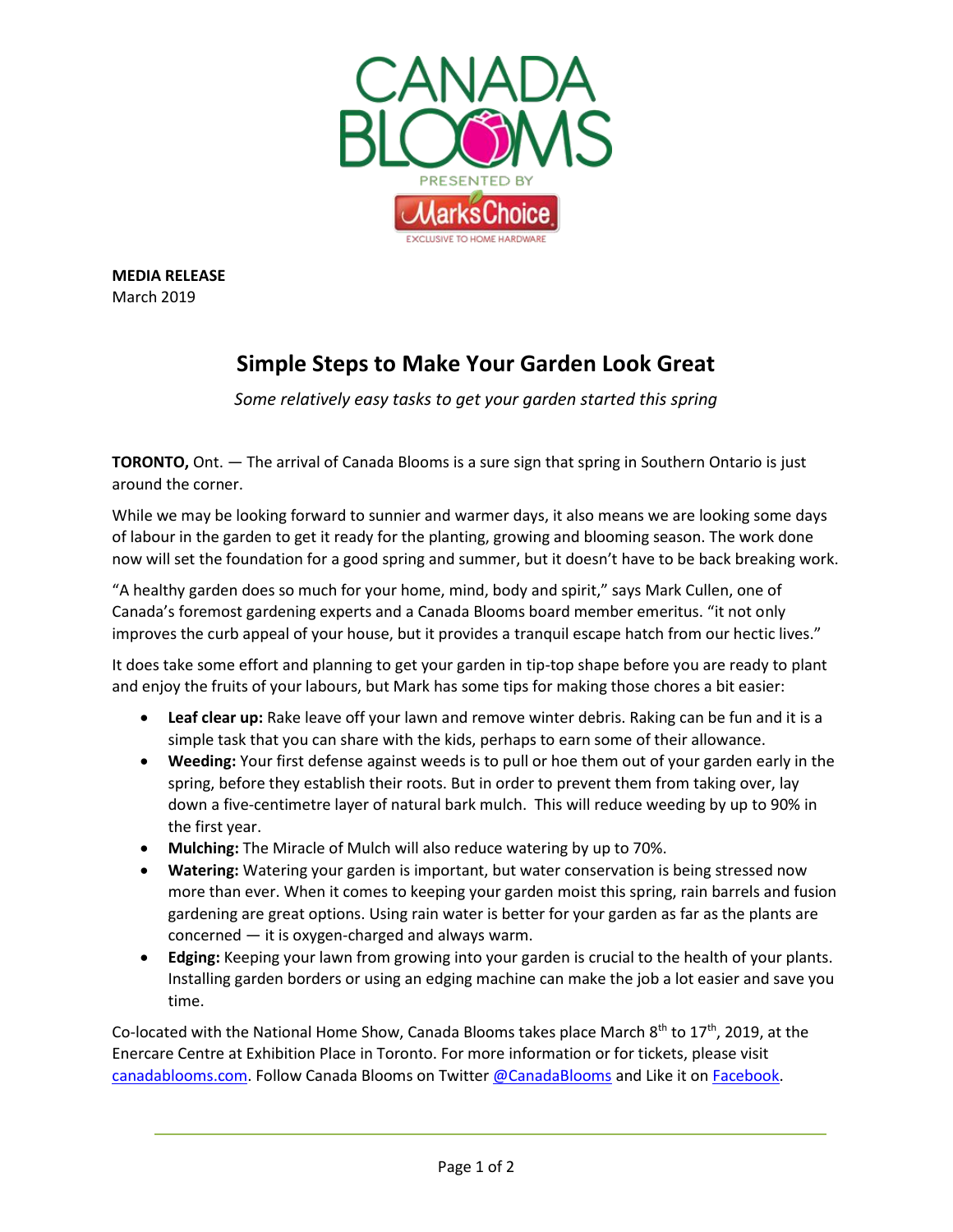**MEDIA RELEASE**
March 2019

# Simple Steps to Make Your Garden Look Great

*Some relatively easy tasks to get your garden started this spring*

**TORONTO,** Ont. — The arrival of Canada Blooms is a sure sign that spring in Southern Ontario is just around the corner.

While we may be looking forward to sunnier and warmer days, it also means we are looking some days of labour in the garden to get it ready for the planting, growing and blooming season. The work done now will set the foundation for a good spring and summer, but it doesn't have to be back breaking work.

"A healthy garden does so much for your home, mind, body and spirit," says Mark Cullen, one of Canada's foremost gardening experts and a Canada Blooms board member emeritus. "it not only improves the curb appeal of your house, but it provides a tranquil escape hatch from our hectic lives."

It does take some effort and planning to get your garden in tip-top shape before you are ready to plant and enjoy the fruits of your labours, but Mark has some tips for making those chores a bit easier:

- **Leaf clear up:** Rake leave off your lawn and remove winter debris. Raking can be fun and it is a simple task that you can share with the kids, perhaps to earn some of their allowance.
- **Weeding:** Your first defense against weeds is to pull or hoe them out of your garden early in the spring, before they establish their roots. But in order to prevent them from taking over, lay down a five-centimetre layer of natural bark mulch. This will reduce weeding by up to 90% in the first year.
- **Mulching:** The Miracle of Mulch will also reduce watering by up to 70%.
- **Watering:** Watering your garden is important, but water conservation is being stressed now more than ever. When it comes to keeping your garden moist this spring, rain barrels and fusion gardening are great options. Using rain water is better for your garden as far as the plants are concerned — it is oxygen-charged and always warm.
- **Edging:** Keeping your lawn from growing into your garden is crucial to the health of your plants. Installing garden borders or using an edging machine can make the job a lot easier and save you time.

Co-located with the National Home Show, Canada Blooms takes place March 8th to 17th, 2019, at the Enercare Centre at Exhibition Place in Toronto. For more information or for tickets, please visit canadablooms.com. Follow Canada Blooms on Twitter @CanadaBlooms and Like it on Facebook.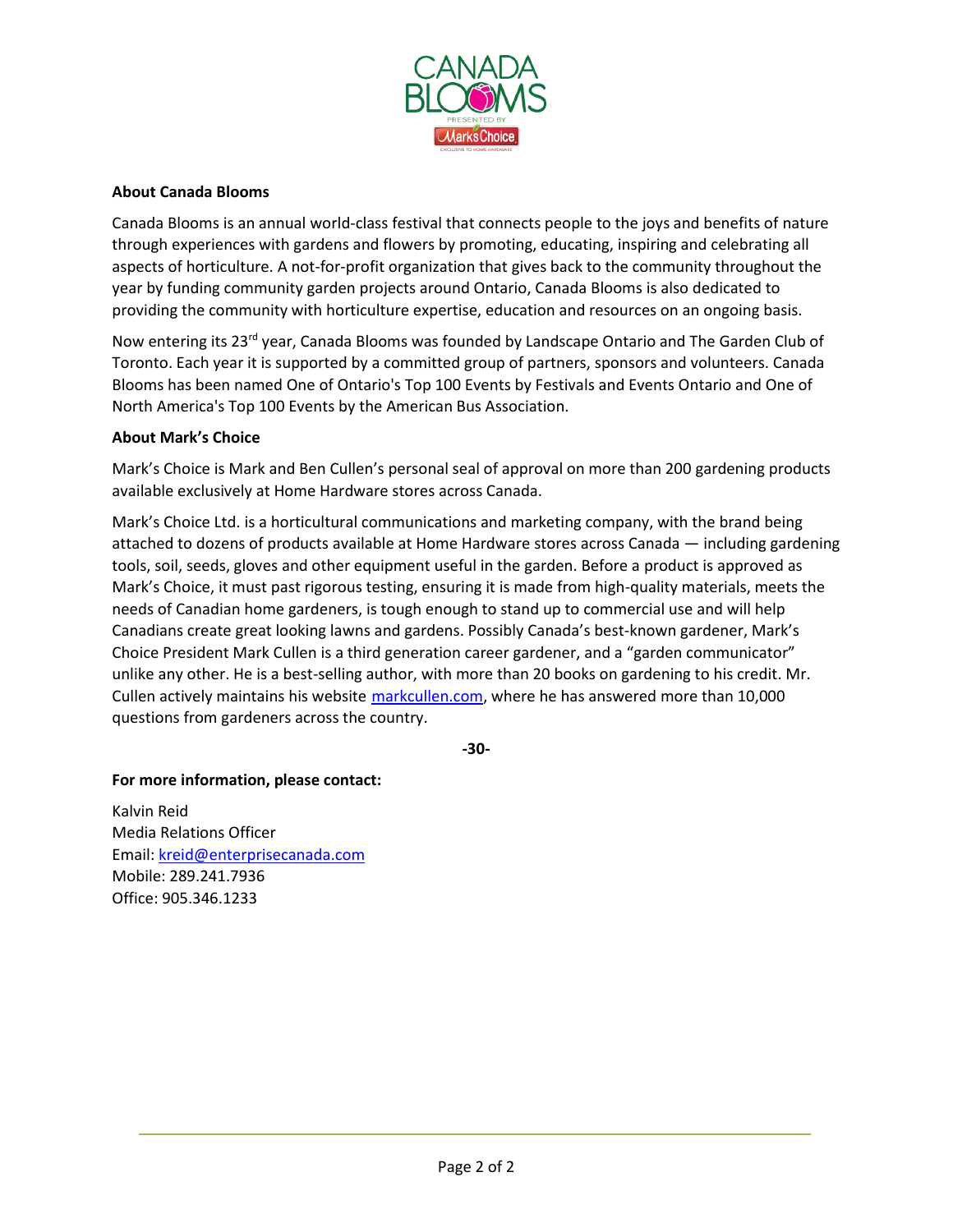**About Canada Blooms**

Canada Blooms is an annual world-class festival that connects people to the joys and benefits of nature through experiences with gardens and flowers by promoting, educating, inspiring and celebrating all aspects of horticulture. A not-for-profit organization that gives back to the community throughout the year by funding community garden projects around Ontario, Canada Blooms is also dedicated to providing the community with horticulture expertise, education and resources on an ongoing basis.

Now entering its 23rd year, Canada Blooms was founded by Landscape Ontario and The Garden Club of Toronto. Each year it is supported by a committed group of partners, sponsors and volunteers. Canada Blooms has been named One of Ontario's Top 100 Events by Festivals and Events Ontario and One of North America's Top 100 Events by the American Bus Association.

**About Mark's Choice**

Mark's Choice is Mark and Ben Cullen's personal seal of approval on more than 200 gardening products available exclusively at Home Hardware stores across Canada.

Mark's Choice Ltd. is a horticultural communications and marketing company, with the brand being attached to dozens of products available at Home Hardware stores across Canada — including gardening tools, soil, seeds, gloves and other equipment useful in the garden. Before a product is approved as Mark's Choice, it must past rigorous testing, ensuring it is made from high-quality materials, meets the needs of Canadian home gardeners, is tough enough to stand up to commercial use and will help Canadians create great looking lawns and gardens. Possibly Canada's best-known gardener, Mark's Choice President Mark Cullen is a third generation career gardener, and a "garden communicator" unlike any other. He is a best-selling author, with more than 20 books on gardening to his credit. Mr. Cullen actively maintains his website markcullen.com, where he has answered more than 10,000 questions from gardeners across the country.

**-30-**

**For more information, please contact:**

Kalvin Reid
Media Relations Officer
Email: kreid@enterprisecanada.com
Mobile: 289.241.7936
Office: 905.346.1233